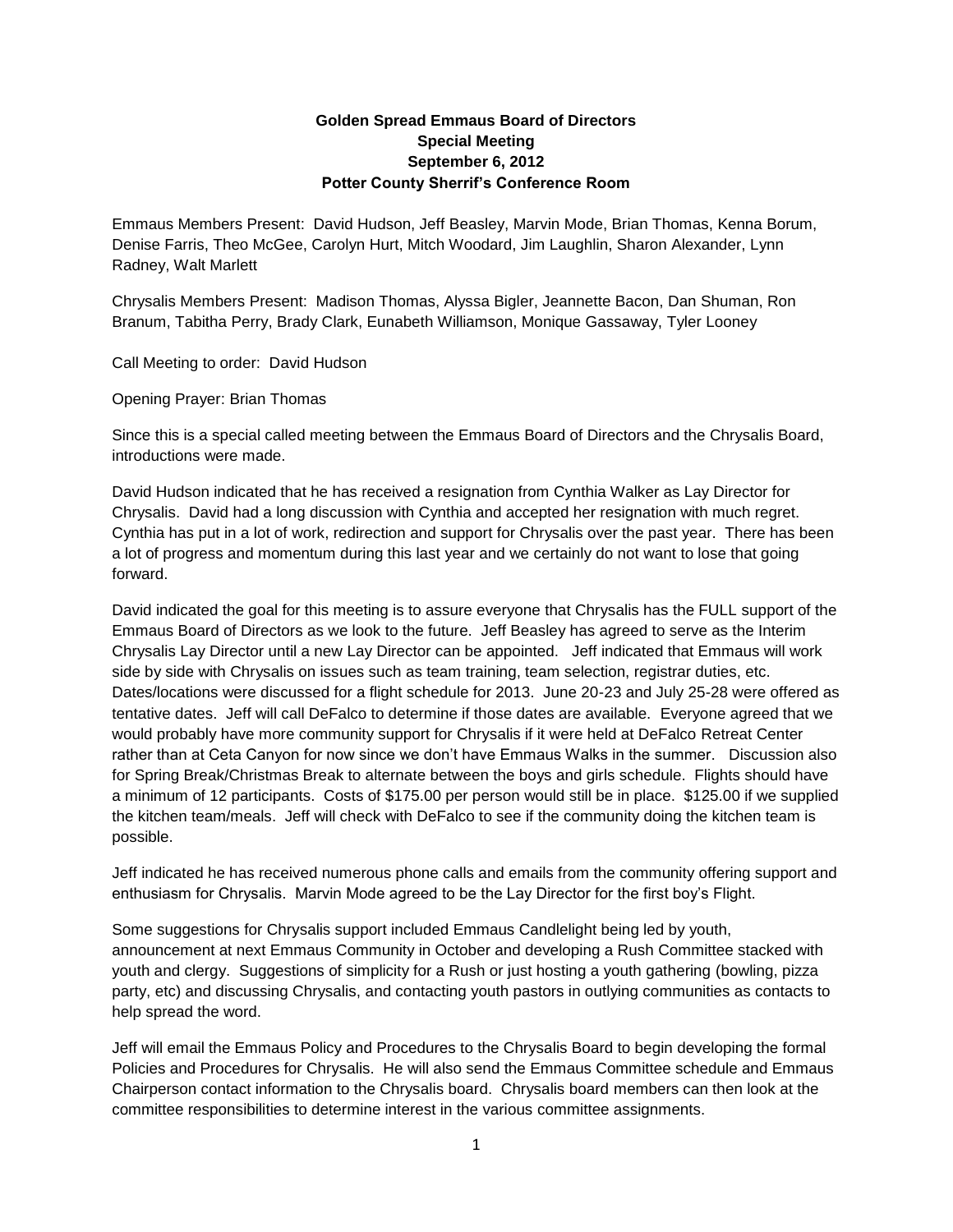**Golden Spread Emmaus Board of Directors**
**Special Meeting**
**September 6, 2012**
**Potter County Sherrif's Conference Room**

Emmaus Members Present: David Hudson, Jeff Beasley, Marvin Mode, Brian Thomas, Kenna Borum, Denise Farris, Theo McGee, Carolyn Hurt, Mitch Woodard, Jim Laughlin, Sharon Alexander, Lynn Radney, Walt Marlett

Chrysalis Members Present: Madison Thomas, Alyssa Bigler, Jeannette Bacon, Dan Shuman, Ron Branum, Tabitha Perry, Brady Clark, Eunabeth Williamson, Monique Gassaway, Tyler Looney

Call Meeting to order: David Hudson

Opening Prayer: Brian Thomas

Since this is a special called meeting between the Emmaus Board of Directors and the Chrysalis Board, introductions were made.

David Hudson indicated that he has received a resignation from Cynthia Walker as Lay Director for Chrysalis. David had a long discussion with Cynthia and accepted her resignation with much regret. Cynthia has put in a lot of work, redirection and support for Chrysalis over the past year. There has been a lot of progress and momentum during this last year and we certainly do not want to lose that going forward.

David indicated the goal for this meeting is to assure everyone that Chrysalis has the FULL support of the Emmaus Board of Directors as we look to the future. Jeff Beasley has agreed to serve as the Interim Chrysalis Lay Director until a new Lay Director can be appointed. Jeff indicated that Emmaus will work side by side with Chrysalis on issues such as team training, team selection, registrar duties, etc. Dates/locations were discussed for a flight schedule for 2013. June 20-23 and July 25-28 were offered as tentative dates. Jeff will call DeFalco to determine if those dates are available. Everyone agreed that we would probably have more community support for Chrysalis if it were held at DeFalco Retreat Center rather than at Ceta Canyon for now since we don't have Emmaus Walks in the summer. Discussion also for Spring Break/Christmas Break to alternate between the boys and girls schedule. Flights should have a minimum of 12 participants. Costs of $175.00 per person would still be in place. $125.00 if we supplied the kitchen team/meals. Jeff will check with DeFalco to see if the community doing the kitchen team is possible.

Jeff indicated he has received numerous phone calls and emails from the community offering support and enthusiasm for Chrysalis. Marvin Mode agreed to be the Lay Director for the first boy's Flight.

Some suggestions for Chrysalis support included Emmaus Candlelight being led by youth, announcement at next Emmaus Community in October and developing a Rush Committee stacked with youth and clergy. Suggestions of simplicity for a Rush or just hosting a youth gathering (bowling, pizza party, etc) and discussing Chrysalis, and contacting youth pastors in outlying communities as contacts to help spread the word.

Jeff will email the Emmaus Policy and Procedures to the Chrysalis Board to begin developing the formal Policies and Procedures for Chrysalis. He will also send the Emmaus Committee schedule and Emmaus Chairperson contact information to the Chrysalis board. Chrysalis board members can then look at the committee responsibilities to determine interest in the various committee assignments.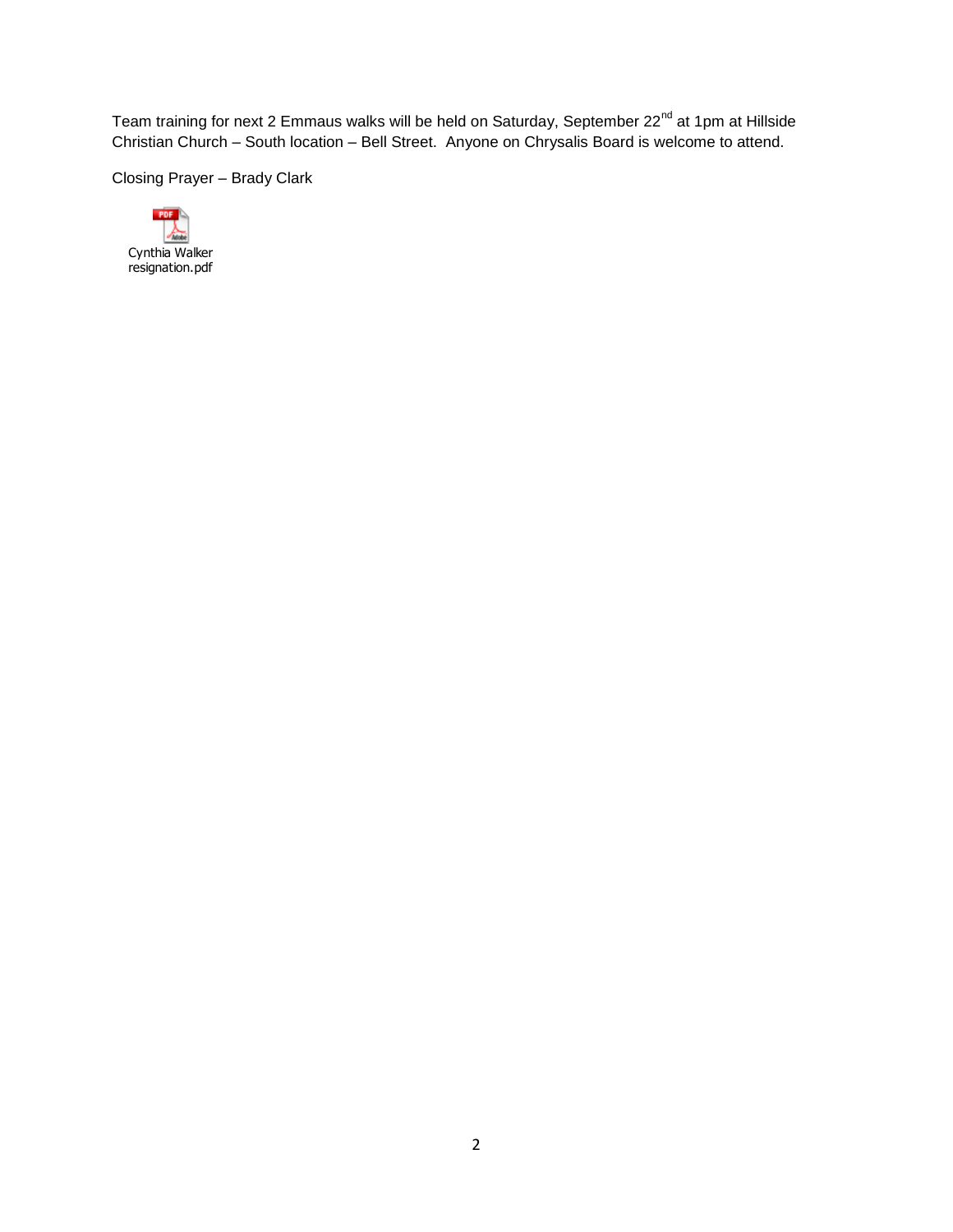Team training for next 2 Emmaus walks will be held on Saturday, September 22nd at 1pm at Hillside Christian Church – South location – Bell Street. Anyone on Chrysalis Board is welcome to attend.

Closing Prayer – Brady Clark

Cynthia Walker resignation.pdf